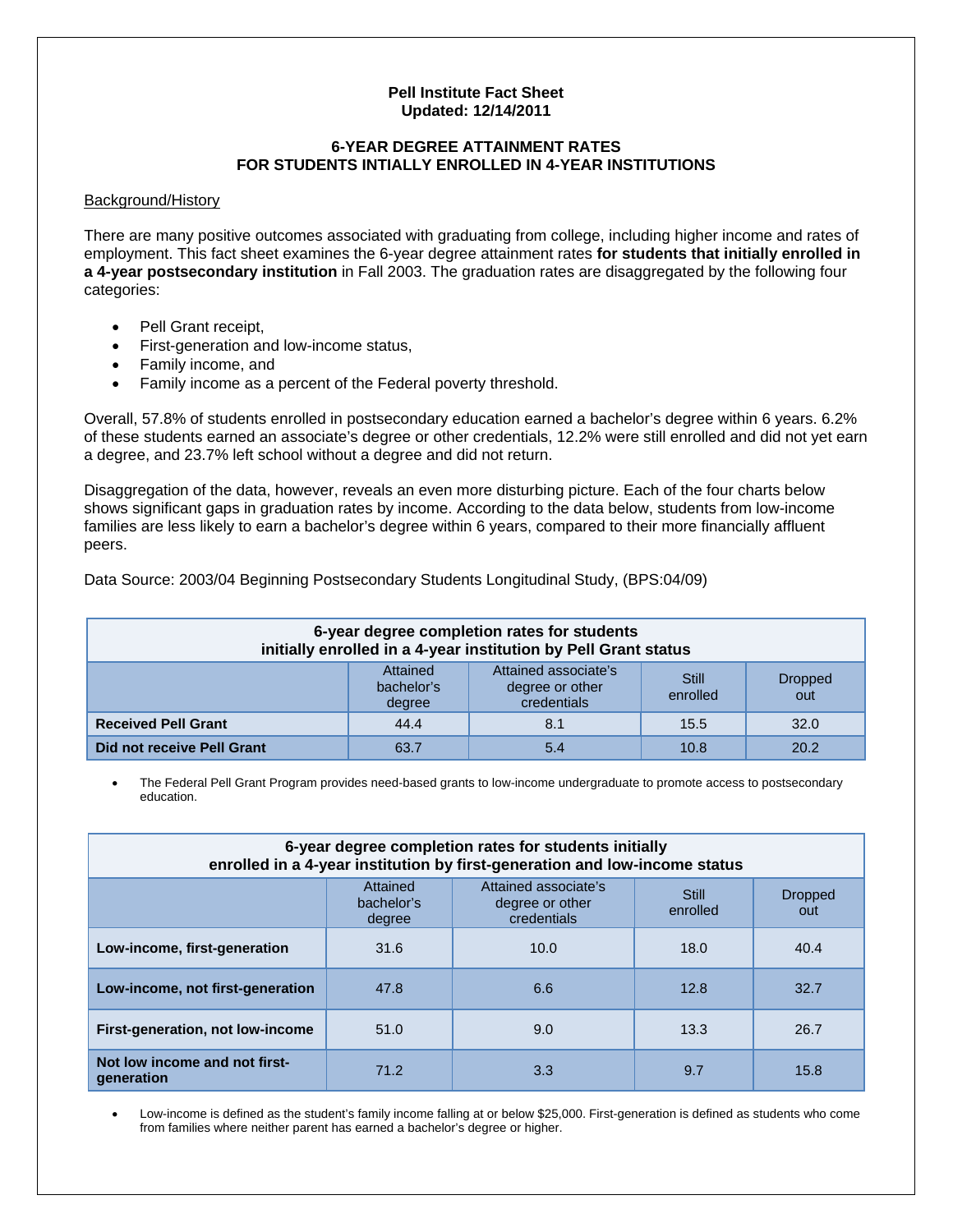**Pell Institute Fact Sheet**
**Updated: 12/14/2011**

## 6-YEAR DEGREE ATTAINMENT RATES FOR STUDENTS INTIALLY ENROLLED IN 4-YEAR INSTITUTIONS

Background/History

There are many positive outcomes associated with graduating from college, including higher income and rates of employment. This fact sheet examines the 6-year degree attainment rates **for students that initially enrolled in a 4-year postsecondary institution** in Fall 2003. The graduation rates are disaggregated by the following four categories:

- Pell Grant receipt,
- First-generation and low-income status,
- Family income, and
- Family income as a percent of the Federal poverty threshold.

Overall, 57.8% of students enrolled in postsecondary education earned a bachelor's degree within 6 years. 6.2% of these students earned an associate's degree or other credentials, 12.2% were still enrolled and did not yet earn a degree, and 23.7% left school without a degree and did not return.

Disaggregation of the data, however, reveals an even more disturbing picture. Each of the four charts below shows significant gaps in graduation rates by income. According to the data below, students from low-income families are less likely to earn a bachelor's degree within 6 years, compared to their more financially affluent peers.

Data Source: 2003/04 Beginning Postsecondary Students Longitudinal Study, (BPS:04/09)

**6-year degree completion rates for students initially enrolled in a 4-year institution by Pell Grant status**

| | Attained bachelor's degree | Attained associate's degree or other credentials | Still enrolled | Dropped out |
|---|---|---|---|---|
| **Received Pell Grant** | 44.4 | 8.1 | 15.5 | 32.0 |
| **Did not receive Pell Grant** | 63.7 | 5.4 | 10.8 | 20.2 |

- The Federal Pell Grant Program provides need-based grants to low-income undergraduate to promote access to postsecondary education.

**6-year degree completion rates for students initially enrolled in a 4-year institution by first-generation and low-income status**

| | Attained bachelor's degree | Attained associate's degree or other credentials | Still enrolled | Dropped out |
|---|---|---|---|---|
| **Low-income, first-generation** | 31.6 | 10.0 | 18.0 | 40.4 |
| **Low-income, not first-generation** | 47.8 | 6.6 | 12.8 | 32.7 |
| **First-generation, not low-income** | 51.0 | 9.0 | 13.3 | 26.7 |
| **Not low income and not first-generation** | 71.2 | 3.3 | 9.7 | 15.8 |

- Low-income is defined as the student's family income falling at or below $25,000. First-generation is defined as students who come from families where neither parent has earned a bachelor's degree or higher.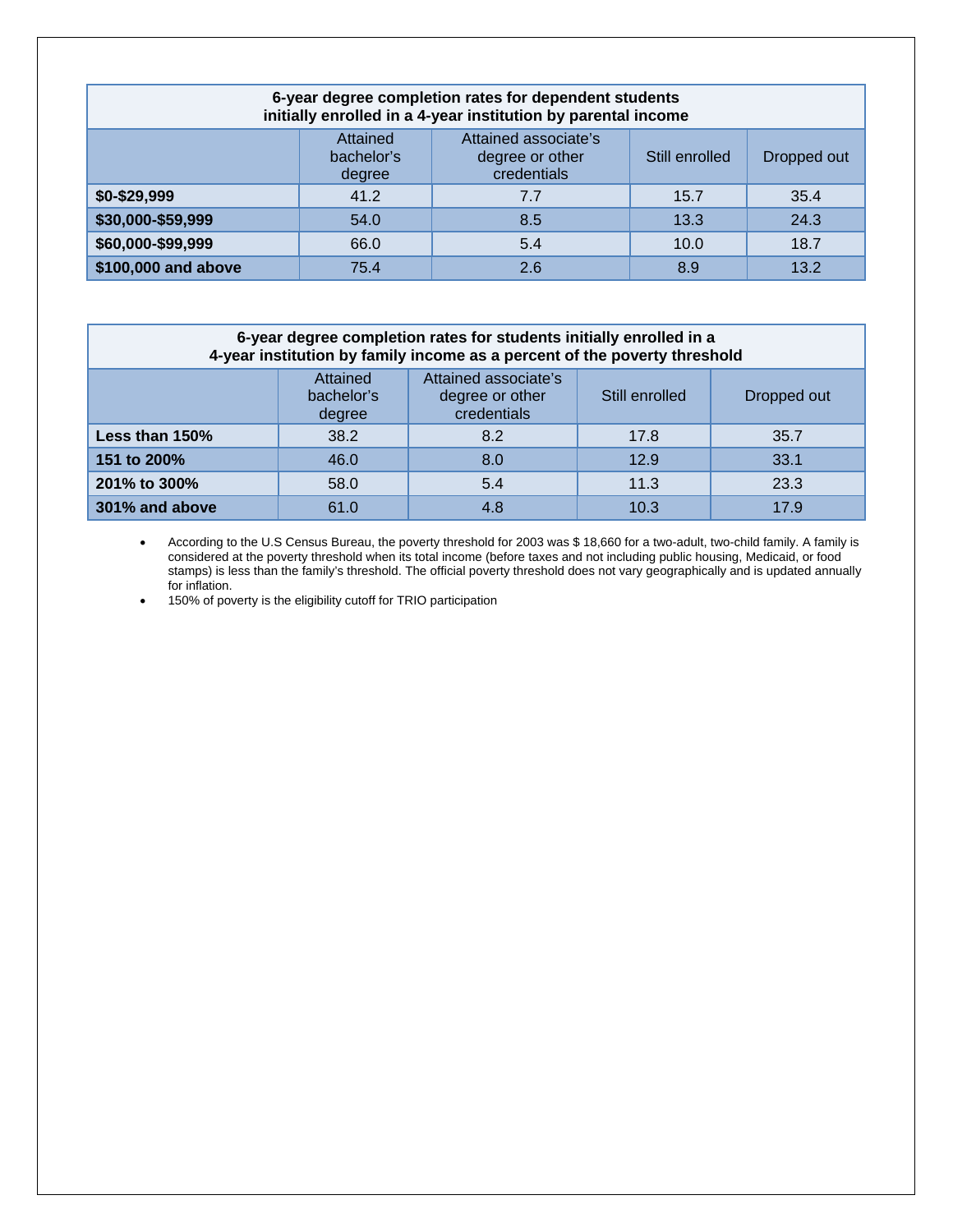| 6-year degree completion rates for dependent students initially enrolled in a 4-year institution by parental income | | | | |
|---|---|---|---|---|
| | Attained bachelor's degree | Attained associate's degree or other credentials | Still enrolled | Dropped out |
| **$0-$29,999** | 41.2 | 7.7 | 15.7 | 35.4 |
| **$30,000-$59,999** | 54.0 | 8.5 | 13.3 | 24.3 |
| **$60,000-$99,999** | 66.0 | 5.4 | 10.0 | 18.7 |
| **$100,000 and above** | 75.4 | 2.6 | 8.9 | 13.2 |

| 6-year degree completion rates for students initially enrolled in a 4-year institution by family income as a percent of the poverty threshold | | | | |
|---|---|---|---|---|
| | Attained bachelor's degree | Attained associate's degree or other credentials | Still enrolled | Dropped out |
| **Less than 150%** | 38.2 | 8.2 | 17.8 | 35.7 |
| **151 to 200%** | 46.0 | 8.0 | 12.9 | 33.1 |
| **201% to 300%** | 58.0 | 5.4 | 11.3 | 23.3 |
| **301% and above** | 61.0 | 4.8 | 10.3 | 17.9 |

- According to the U.S Census Bureau, the poverty threshold for 2003 was $ 18,660 for a two-adult, two-child family. A family is considered at the poverty threshold when its total income (before taxes and not including public housing, Medicaid, or food stamps) is less than the family's threshold. The official poverty threshold does not vary geographically and is updated annually for inflation.
- 150% of poverty is the eligibility cutoff for TRIO participation